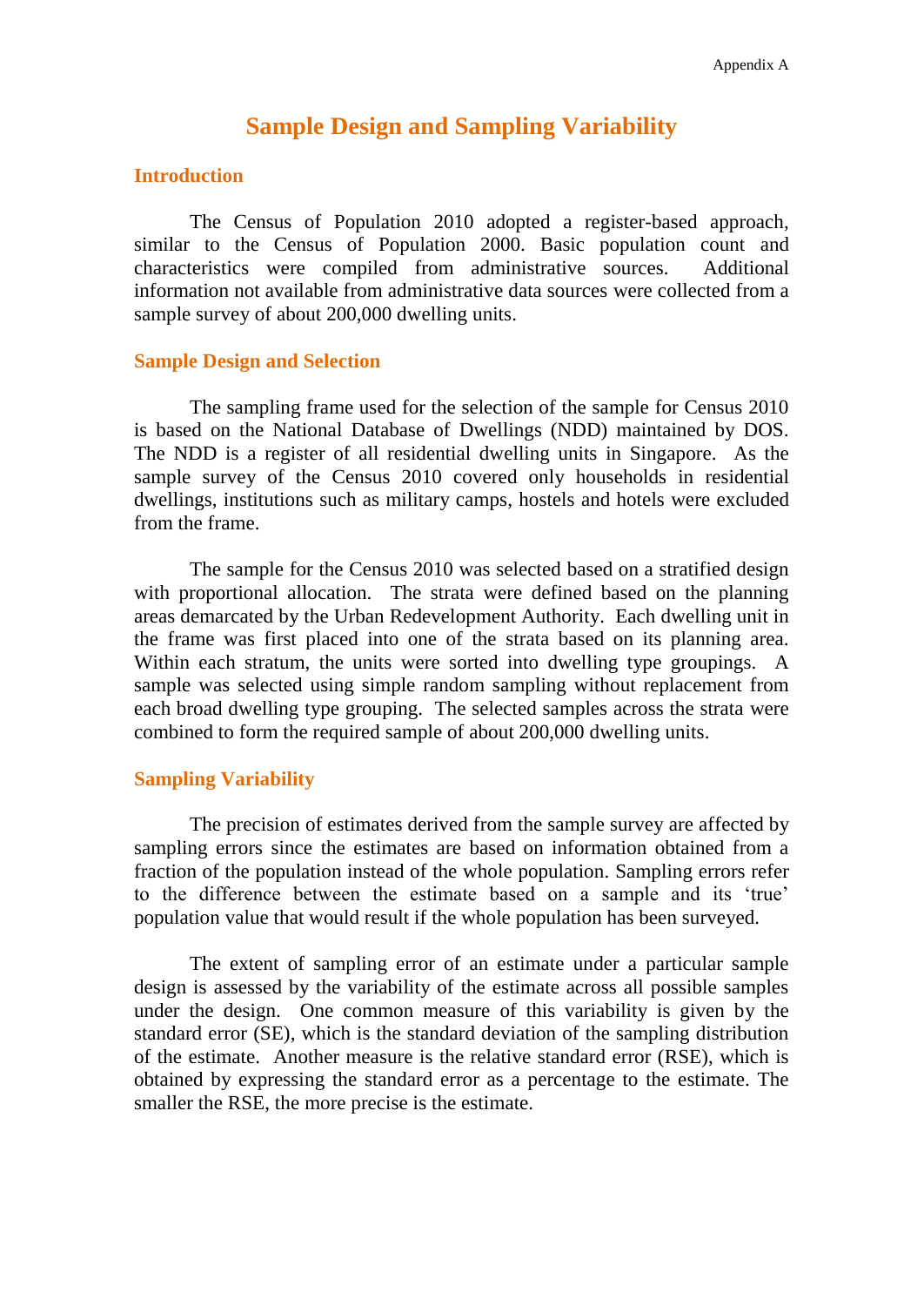# Sample Design and Sampling Variability

## Introduction

The Census of Population 2010 adopted a register-based approach, similar to the Census of Population 2000. Basic population count and characteristics were compiled from administrative sources. Additional information not available from administrative data sources were collected from a sample survey of about 200,000 dwelling units.

## Sample Design and Selection

The sampling frame used for the selection of the sample for Census 2010 is based on the National Database of Dwellings (NDD) maintained by DOS. The NDD is a register of all residential dwelling units in Singapore. As the sample survey of the Census 2010 covered only households in residential dwellings, institutions such as military camps, hostels and hotels were excluded from the frame.

The sample for the Census 2010 was selected based on a stratified design with proportional allocation. The strata were defined based on the planning areas demarcated by the Urban Redevelopment Authority. Each dwelling unit in the frame was first placed into one of the strata based on its planning area. Within each stratum, the units were sorted into dwelling type groupings. A sample was selected using simple random sampling without replacement from each broad dwelling type grouping. The selected samples across the strata were combined to form the required sample of about 200,000 dwelling units.

## Sampling Variability

The precision of estimates derived from the sample survey are affected by sampling errors since the estimates are based on information obtained from a fraction of the population instead of the whole population. Sampling errors refer to the difference between the estimate based on a sample and its 'true' population value that would result if the whole population has been surveyed.

The extent of sampling error of an estimate under a particular sample design is assessed by the variability of the estimate across all possible samples under the design. One common measure of this variability is given by the standard error (SE), which is the standard deviation of the sampling distribution of the estimate. Another measure is the relative standard error (RSE), which is obtained by expressing the standard error as a percentage to the estimate. The smaller the RSE, the more precise is the estimate.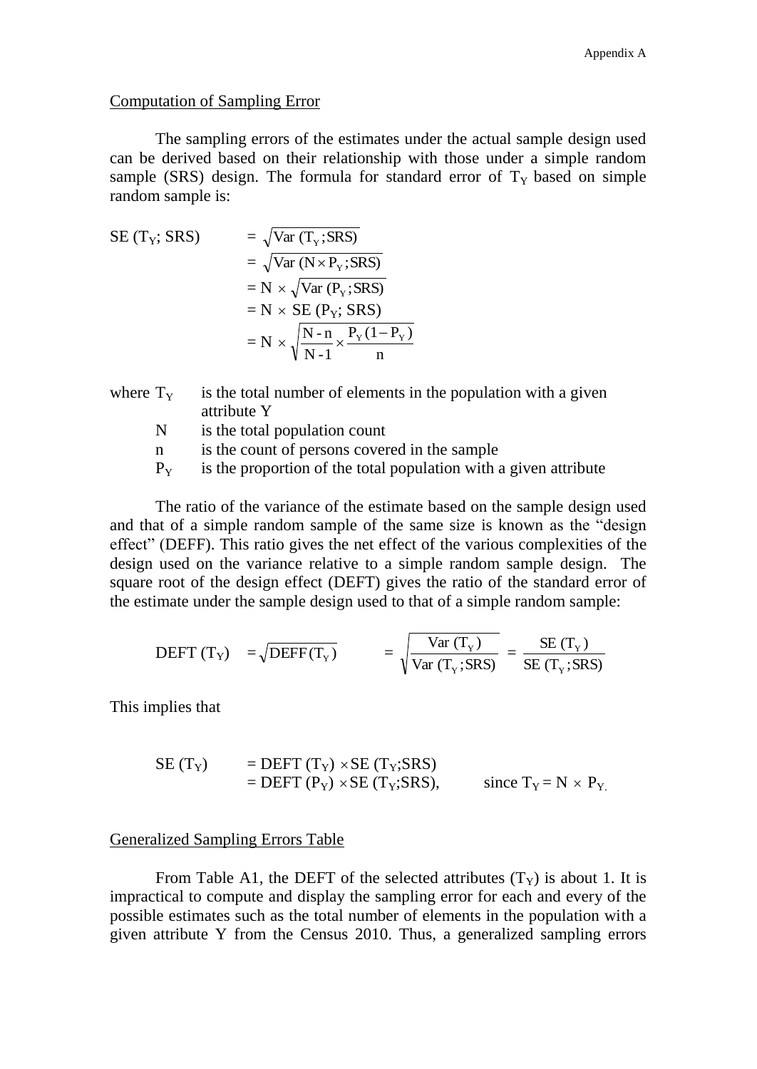Computation of Sampling Error

The sampling errors of the estimates under the actual sample design used can be derived based on their relationship with those under a simple random sample (SRS) design. The formula for standard error of $T_Y$ based on simple random sample is:

$$
\begin{aligned}
SE\ (T_Y;\ SRS) &= \sqrt{Var\ (T_Y; SRS)} \\
&= \sqrt{Var\ (N \times P_Y; SRS)} \\
&= N \times \sqrt{Var\ (P_Y; SRS)} \\
&= N \times SE\ (P_Y;\ SRS) \\
&= N \times \sqrt{\frac{N - n}{N - 1} \times \frac{P_Y(1 - P_Y)}{n}}
\end{aligned}
$$

where $T_Y$ is the total number of elements in the population with a given attribute Y

- $N$ is the total population count
- $n$ is the count of persons covered in the sample
- $P_Y$ is the proportion of the total population with a given attribute

The ratio of the variance of the estimate based on the sample design used and that of a simple random sample of the same size is known as the "design effect" (DEFF). This ratio gives the net effect of the various complexities of the design used on the variance relative to a simple random sample design. The square root of the design effect (DEFT) gives the ratio of the standard error of the estimate under the sample design used to that of a simple random sample:

$$
DEFT\ (T_Y) = \sqrt{DEFF(T_Y)} = \sqrt{\frac{Var\ (T_Y)}{Var\ (T_Y; SRS)}} = \frac{SE\ (T_Y)}{SE\ (T_Y; SRS)}
$$

This implies that

$$
\begin{aligned}
SE\ (T_Y) &= DEFT\ (T_Y) \times SE\ (T_Y; SRS) \\
&= DEFT\ (P_Y) \times SE\ (T_Y; SRS), \qquad \text{since } T_Y = N \times P_Y.
\end{aligned}
$$

Generalized Sampling Errors Table

From Table A1, the DEFT of the selected attributes ($T_Y$) is about 1. It is impractical to compute and display the sampling error for each and every of the possible estimates such as the total number of elements in the population with a given attribute Y from the Census 2010. Thus, a generalized sampling errors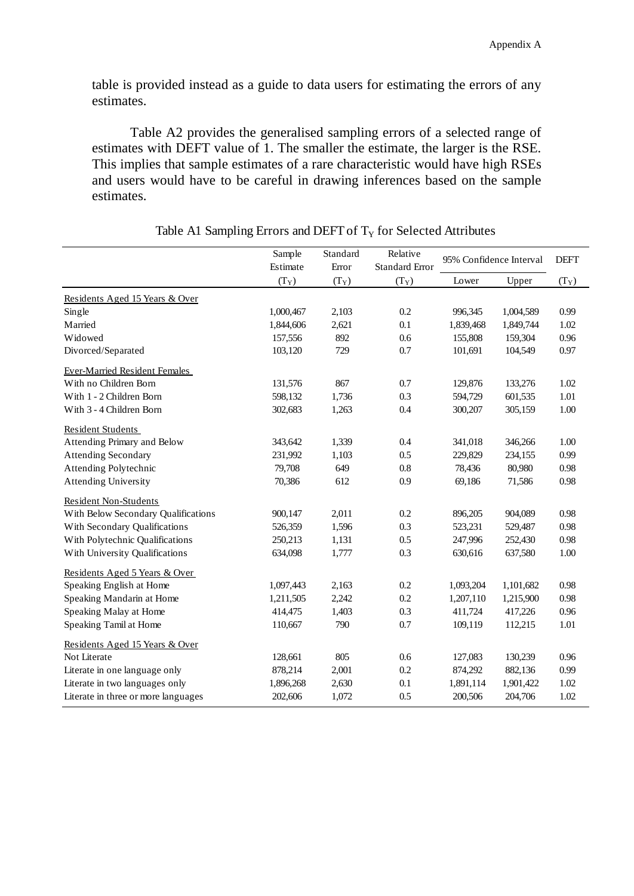table is provided instead as a guide to data users for estimating the errors of any estimates.

Table A2 provides the generalised sampling errors of a selected range of estimates with DEFT value of 1. The smaller the estimate, the larger is the RSE. This implies that sample estimates of a rare characteristic would have high RSEs and users would have to be careful in drawing inferences based on the sample estimates.

Table A1 Sampling Errors and DEFT of $T_Y$ for Selected Attributes

| | Sample Estimate ($T_Y$) | Standard Error ($T_Y$) | Relative Standard Error ($T_Y$) | 95% Confidence Interval Lower | 95% Confidence Interval Upper | DEFT ($T_Y$) |
|---|---|---|---|---|---|---|
| Residents Aged 15 Years & Over | | | | | | |
| Single | 1,000,467 | 2,103 | 0.2 | 996,345 | 1,004,589 | 0.99 |
| Married | 1,844,606 | 2,621 | 0.1 | 1,839,468 | 1,849,744 | 1.02 |
| Widowed | 157,556 | 892 | 0.6 | 155,808 | 159,304 | 0.96 |
| Divorced/Separated | 103,120 | 729 | 0.7 | 101,691 | 104,549 | 0.97 |
| Ever-Married Resident Females | | | | | | |
| With no Children Born | 131,576 | 867 | 0.7 | 129,876 | 133,276 | 1.02 |
| With 1 - 2 Children Born | 598,132 | 1,736 | 0.3 | 594,729 | 601,535 | 1.01 |
| With 3 - 4 Children Born | 302,683 | 1,263 | 0.4 | 300,207 | 305,159 | 1.00 |
| Resident Students | | | | | | |
| Attending Primary and Below | 343,642 | 1,339 | 0.4 | 341,018 | 346,266 | 1.00 |
| Attending Secondary | 231,992 | 1,103 | 0.5 | 229,829 | 234,155 | 0.99 |
| Attending Polytechnic | 79,708 | 649 | 0.8 | 78,436 | 80,980 | 0.98 |
| Attending University | 70,386 | 612 | 0.9 | 69,186 | 71,586 | 0.98 |
| Resident Non-Students | | | | | | |
| With Below Secondary Qualifications | 900,147 | 2,011 | 0.2 | 896,205 | 904,089 | 0.98 |
| With Secondary Qualifications | 526,359 | 1,596 | 0.3 | 523,231 | 529,487 | 0.98 |
| With Polytechnic Qualifications | 250,213 | 1,131 | 0.5 | 247,996 | 252,430 | 0.98 |
| With University Qualifications | 634,098 | 1,777 | 0.3 | 630,616 | 637,580 | 1.00 |
| Residents Aged 5 Years & Over | | | | | | |
| Speaking English at Home | 1,097,443 | 2,163 | 0.2 | 1,093,204 | 1,101,682 | 0.98 |
| Speaking Mandarin at Home | 1,211,505 | 2,242 | 0.2 | 1,207,110 | 1,215,900 | 0.98 |
| Speaking Malay at Home | 414,475 | 1,403 | 0.3 | 411,724 | 417,226 | 0.96 |
| Speaking Tamil at Home | 110,667 | 790 | 0.7 | 109,119 | 112,215 | 1.01 |
| Residents Aged 15 Years & Over | | | | | | |
| Not Literate | 128,661 | 805 | 0.6 | 127,083 | 130,239 | 0.96 |
| Literate in one language only | 878,214 | 2,001 | 0.2 | 874,292 | 882,136 | 0.99 |
| Literate in two languages only | 1,896,268 | 2,630 | 0.1 | 1,891,114 | 1,901,422 | 1.02 |
| Literate in three or more languages | 202,606 | 1,072 | 0.5 | 200,506 | 204,706 | 1.02 |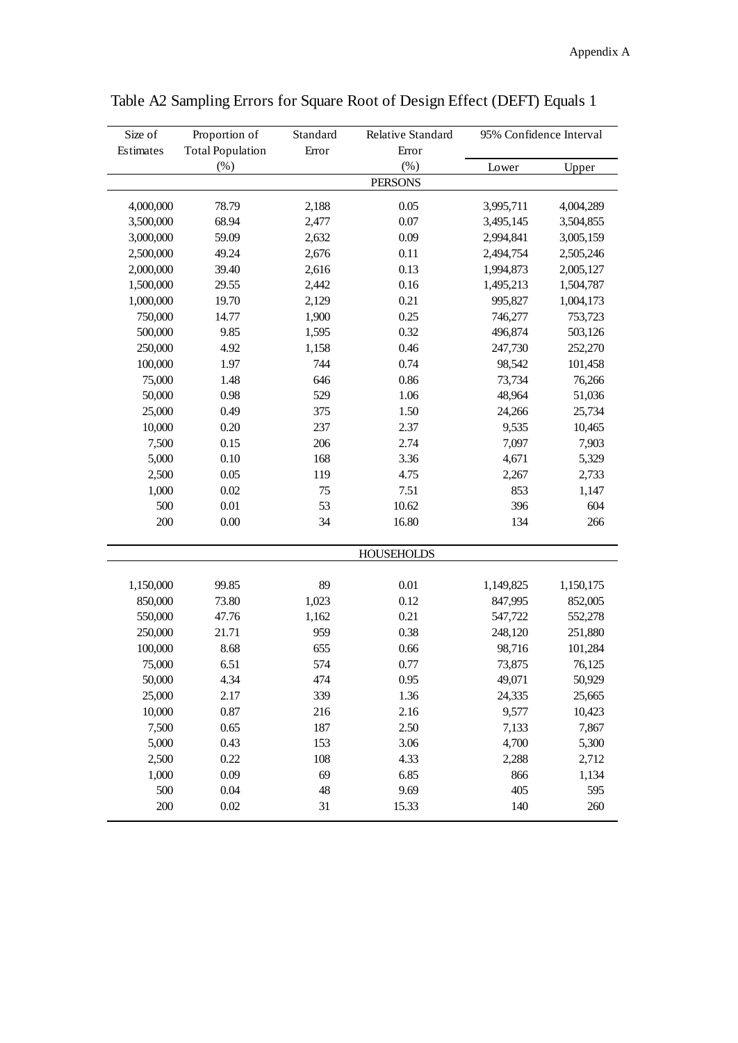Table A2 Sampling Errors for Square Root of Design Effect (DEFT) Equals 1

| Size of Estimates | Proportion of Total Population (%) | Standard Error | Relative Standard Error (%) | 95% Confidence Interval | |
|---|---|---|---|---|---|
| | | | | Lower | Upper |
| | | | PERSONS | | |
| 4,000,000 | 78.79 | 2,188 | 0.05 | 3,995,711 | 4,004,289 |
| 3,500,000 | 68.94 | 2,477 | 0.07 | 3,495,145 | 3,504,855 |
| 3,000,000 | 59.09 | 2,632 | 0.09 | 2,994,841 | 3,005,159 |
| 2,500,000 | 49.24 | 2,676 | 0.11 | 2,494,754 | 2,505,246 |
| 2,000,000 | 39.40 | 2,616 | 0.13 | 1,994,873 | 2,005,127 |
| 1,500,000 | 29.55 | 2,442 | 0.16 | 1,495,213 | 1,504,787 |
| 1,000,000 | 19.70 | 2,129 | 0.21 | 995,827 | 1,004,173 |
| 750,000 | 14.77 | 1,900 | 0.25 | 746,277 | 753,723 |
| 500,000 | 9.85 | 1,595 | 0.32 | 496,874 | 503,126 |
| 250,000 | 4.92 | 1,158 | 0.46 | 247,730 | 252,270 |
| 100,000 | 1.97 | 744 | 0.74 | 98,542 | 101,458 |
| 75,000 | 1.48 | 646 | 0.86 | 73,734 | 76,266 |
| 50,000 | 0.98 | 529 | 1.06 | 48,964 | 51,036 |
| 25,000 | 0.49 | 375 | 1.50 | 24,266 | 25,734 |
| 10,000 | 0.20 | 237 | 2.37 | 9,535 | 10,465 |
| 7,500 | 0.15 | 206 | 2.74 | 7,097 | 7,903 |
| 5,000 | 0.10 | 168 | 3.36 | 4,671 | 5,329 |
| 2,500 | 0.05 | 119 | 4.75 | 2,267 | 2,733 |
| 1,000 | 0.02 | 75 | 7.51 | 853 | 1,147 |
| 500 | 0.01 | 53 | 10.62 | 396 | 604 |
| 200 | 0.00 | 34 | 16.80 | 134 | 266 |
| | | | HOUSEHOLDS | | |
| 1,150,000 | 99.85 | 89 | 0.01 | 1,149,825 | 1,150,175 |
| 850,000 | 73.80 | 1,023 | 0.12 | 847,995 | 852,005 |
| 550,000 | 47.76 | 1,162 | 0.21 | 547,722 | 552,278 |
| 250,000 | 21.71 | 959 | 0.38 | 248,120 | 251,880 |
| 100,000 | 8.68 | 655 | 0.66 | 98,716 | 101,284 |
| 75,000 | 6.51 | 574 | 0.77 | 73,875 | 76,125 |
| 50,000 | 4.34 | 474 | 0.95 | 49,071 | 50,929 |
| 25,000 | 2.17 | 339 | 1.36 | 24,335 | 25,665 |
| 10,000 | 0.87 | 216 | 2.16 | 9,577 | 10,423 |
| 7,500 | 0.65 | 187 | 2.50 | 7,133 | 7,867 |
| 5,000 | 0.43 | 153 | 3.06 | 4,700 | 5,300 |
| 2,500 | 0.22 | 108 | 4.33 | 2,288 | 2,712 |
| 1,000 | 0.09 | 69 | 6.85 | 866 | 1,134 |
| 500 | 0.04 | 48 | 9.69 | 405 | 595 |
| 200 | 0.02 | 31 | 15.33 | 140 | 260 |